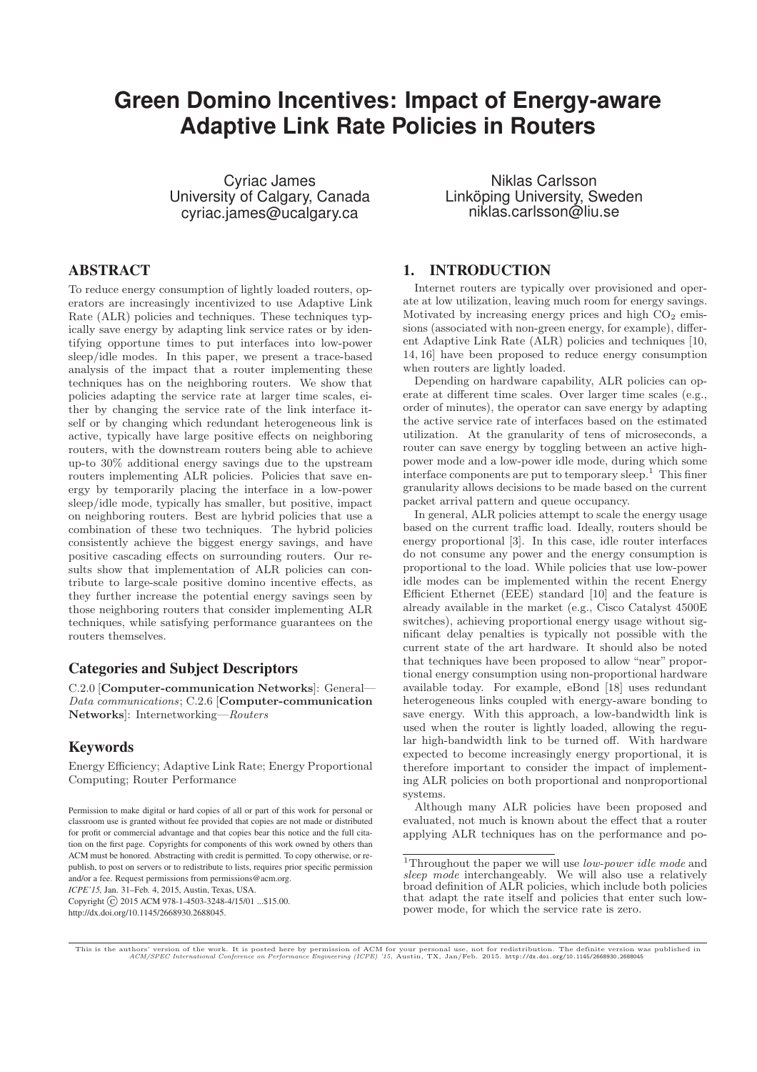# Green Domino Incentives: Impact of Energy-aware Adaptive Link Rate Policies in Routers

Cyriac James
University of Calgary, Canada
cyriac.james@ucalgary.ca

Niklas Carlsson
Linköping University, Sweden
niklas.carlsson@liu.se

## ABSTRACT

To reduce energy consumption of lightly loaded routers, operators are increasingly incentivized to use Adaptive Link Rate (ALR) policies and techniques. These techniques typically save energy by adapting link service rates or by identifying opportune times to put interfaces into low-power sleep/idle modes. In this paper, we present a trace-based analysis of the impact that a router implementing these techniques has on the neighboring routers. We show that policies adapting the service rate at larger time scales, either by changing the service rate of the link interface itself or by changing which redundant heterogeneous link is active, typically have large positive effects on neighboring routers, with the downstream routers being able to achieve up-to 30% additional energy savings due to the upstream routers implementing ALR policies. Policies that save energy by temporarily placing the interface in a low-power sleep/idle mode, typically has smaller, but positive, impact on neighboring routers. Best are hybrid policies that use a combination of these two techniques. The hybrid policies consistently achieve the biggest energy savings, and have positive cascading effects on surrounding routers. Our results show that implementation of ALR policies can contribute to large-scale positive domino incentive effects, as they further increase the potential energy savings seen by those neighboring routers that consider implementing ALR techniques, while satisfying performance guarantees on the routers themselves.

## Categories and Subject Descriptors

C.2.0 [**Computer-communication Networks**]: General—*Data communications*; C.2.6 [**Computer-communication Networks**]: Internetworking—*Routers*

## Keywords

Energy Efficiency; Adaptive Link Rate; Energy Proportional Computing; Router Performance

Permission to make digital or hard copies of all or part of this work for personal or classroom use is granted without fee provided that copies are not made or distributed for profit or commercial advantage and that copies bear this notice and the full citation on the first page. Copyrights for components of this work owned by others than ACM must be honored. Abstracting with credit is permitted. To copy otherwise, or republish, to post on servers or to redistribute to lists, requires prior specific permission and/or a fee. Request permissions from permissions@acm.org.
*ICPE'15,* Jan. 31–Feb. 4, 2015, Austin, Texas, USA.
Copyright © 2015 ACM 978-1-4503-3248-4/15/01 ...$15.00.
http://dx.doi.org/10.1145/2668930.2688045.

## 1. INTRODUCTION

Internet routers are typically over provisioned and operate at low utilization, leaving much room for energy savings. Motivated by increasing energy prices and high $CO_2$ emissions (associated with non-green energy, for example), different Adaptive Link Rate (ALR) policies and techniques [10, 14, 16] have been proposed to reduce energy consumption when routers are lightly loaded.

Depending on hardware capability, ALR policies can operate at different time scales. Over larger time scales (e.g., order of minutes), the operator can save energy by adapting the active service rate of interfaces based on the estimated utilization. At the granularity of tens of microseconds, a router can save energy by toggling between an active high-power mode and a low-power idle mode, during which some interface components are put to temporary sleep.[1] This finer granularity allows decisions to be made based on the current packet arrival pattern and queue occupancy.

In general, ALR policies attempt to scale the energy usage based on the current traffic load. Ideally, routers should be energy proportional [3]. In this case, idle router interfaces do not consume any power and the energy consumption is proportional to the load. While policies that use low-power idle modes can be implemented within the recent Energy Efficient Ethernet (EEE) standard [10] and the feature is already available in the market (e.g., Cisco Catalyst 4500E switches), achieving proportional energy usage without significant delay penalties is typically not possible with the current state of the art hardware. It should also be noted that techniques have been proposed to allow "near" proportional energy consumption using non-proportional hardware available today. For example, eBond [18] uses redundant heterogeneous links coupled with energy-aware bonding to save energy. With this approach, a low-bandwidth link is used when the router is lightly loaded, allowing the regular high-bandwidth link to be turned off. With hardware expected to become increasingly energy proportional, it is therefore important to consider the impact of implementing ALR policies on both proportional and nonproportional systems.

Although many ALR policies have been proposed and evaluated, not much is known about the effect that a router applying ALR techniques has on the performance and po-

[1] Throughout the paper we will use *low-power idle mode* and *sleep mode* interchangeably. We will also use a relatively broad definition of ALR policies, which include both policies that adapt the rate itself and policies that enter such low-power mode, for which the service rate is zero.

This is the authors' version of the work. It is posted here by permission of ACM for your personal use, not for redistribution. The definite version was published in *ACM/SPEC International Conference on Performance Engineering (ICPE) '15*, Austin, TX, Jan/Feb. 2015. http://dx.doi.org/10.1145/2668930.2688045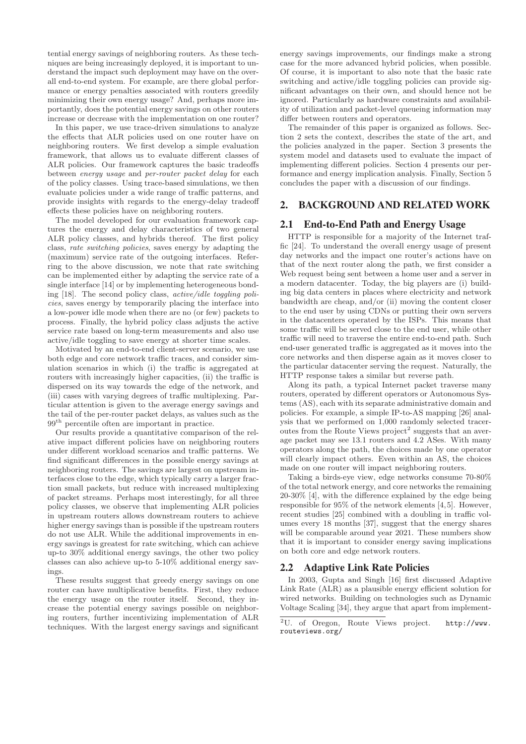tential energy savings of neighboring routers. As these techniques are being increasingly deployed, it is important to understand the impact such deployment may have on the overall end-to-end system. For example, are there global performance or energy penalties associated with routers greedily minimizing their own energy usage? And, perhaps more importantly, does the potential energy savings on other routers increase or decrease with the implementation on one router?

In this paper, we use trace-driven simulations to analyze the effects that ALR policies used on one router have on neighboring routers. We first develop a simple evaluation framework, that allows us to evaluate different classes of ALR policies. Our framework captures the basic tradeoffs between *energy usage* and *per-router packet delay* for each of the policy classes. Using trace-based simulations, we then evaluate policies under a wide range of traffic patterns, and provide insights with regards to the energy-delay tradeoff effects these policies have on neighboring routers.

The model developed for our evaluation framework captures the energy and delay characteristics of two general ALR policy classes, and hybrids thereof. The first policy class, *rate switching policies*, saves energy by adapting the (maximum) service rate of the outgoing interfaces. Referring to the above discussion, we note that rate switching can be implemented either by adapting the service rate of a single interface [14] or by implementing heterogeneous bonding [18]. The second policy class, *active/idle toggling policies*, saves energy by temporarily placing the interface into a low-power idle mode when there are no (or few) packets to process. Finally, the hybrid policy class adjusts the active service rate based on long-term measurements and also use active/idle toggling to save energy at shorter time scales.

Motivated by an end-to-end client-server scenario, we use both edge and core network traffic traces, and consider simulation scenarios in which (i) the traffic is aggregated at routers with increasingly higher capacities, (ii) the traffic is dispersed on its way towards the edge of the network, and (iii) cases with varying degrees of traffic multiplexing. Particular attention is given to the average energy savings and the tail of the per-router packet delays, as values such as the $99^{\text{th}}$ percentile often are important in practice.

Our results provide a quantitative comparison of the relative impact different policies have on neighboring routers under different workload scenarios and traffic patterns. We find significant differences in the possible energy savings at neighboring routers. The savings are largest on upstream interfaces close to the edge, which typically carry a larger fraction small packets, but reduce with increased multiplexing of packet streams. Perhaps most interestingly, for all three policy classes, we observe that implementing ALR policies in upstream routers allows downstream routers to achieve higher energy savings than is possible if the upstream routers do not use ALR. While the additional improvements in energy savings is greatest for rate switching, which can achieve up-to 30% additional energy savings, the other two policy classes can also achieve up-to 5-10% additional energy savings.

These results suggest that greedy energy savings on one router can have multiplicative benefits. First, they reduce the energy usage on the router itself. Second, they increase the potential energy savings possible on neighboring routers, further incentivizing implementation of ALR techniques. With the largest energy savings and significant energy savings improvements, our findings make a strong case for the more advanced hybrid policies, when possible. Of course, it is important to also note that the basic rate switching and active/idle toggling policies can provide significant advantages on their own, and should hence not be ignored. Particularly as hardware constraints and availability of utilization and packet-level queueing information may differ between routers and operators.

The remainder of this paper is organized as follows. Section 2 sets the context, describes the state of the art, and the policies analyzed in the paper. Section 3 presents the system model and datasets used to evaluate the impact of implementing different policies. Section 4 presents our performance and energy implication analysis. Finally, Section 5 concludes the paper with a discussion of our findings.

## 2. BACKGROUND AND RELATED WORK

### 2.1 End-to-End Path and Energy Usage

HTTP is responsible for a majority of the Internet traffic [24]. To understand the overall energy usage of present day networks and the impact one router's actions have on that of the next router along the path, we first consider a Web request being sent between a home user and a server in a modern datacenter. Today, the big players are (i) building big data centers in places where electricity and network bandwidth are cheap, and/or (ii) moving the content closer to the end user by using CDNs or putting their own servers in the datacenters operated by the ISPs. This means that some traffic will be served close to the end user, while other traffic will need to traverse the entire end-to-end path. Such end-user generated traffic is aggregated as it moves into the core networks and then disperse again as it moves closer to the particular datacenter serving the request. Naturally, the HTTP response takes a similar but reverse path.

Along its path, a typical Internet packet traverse many routers, operated by different operators or Autonomous Systems (AS), each with its separate administrative domain and policies. For example, a simple IP-to-AS mapping [26] analysis that we performed on 1,000 randomly selected traceroutes from the Route Views project[2] suggests that an average packet may see 13.1 routers and 4.2 ASes. With many operators along the path, the choices made by one operator will clearly impact others. Even within an AS, the choices made on one router will impact neighboring routers.

Taking a birds-eye view, edge networks consume 70-80% of the total network energy, and core networks the remaining 20-30% [4], with the difference explained by the edge being responsible for 95% of the network elements [4,5]. However, recent studies [25] combined with a doubling in traffic volumes every 18 months [37], suggest that the energy shares will be comparable around year 2021. These numbers show that it is important to consider energy saving implications on both core and edge network routers.

### 2.2 Adaptive Link Rate Policies

In 2003, Gupta and Singh [16] first discussed Adaptive Link Rate (ALR) as a plausible energy efficient solution for wired networks. Building on technologies such as Dynamic Voltage Scaling [34], they argue that apart from implement-

[2] U. of Oregon, Route Views project. http://www.routeviews.org/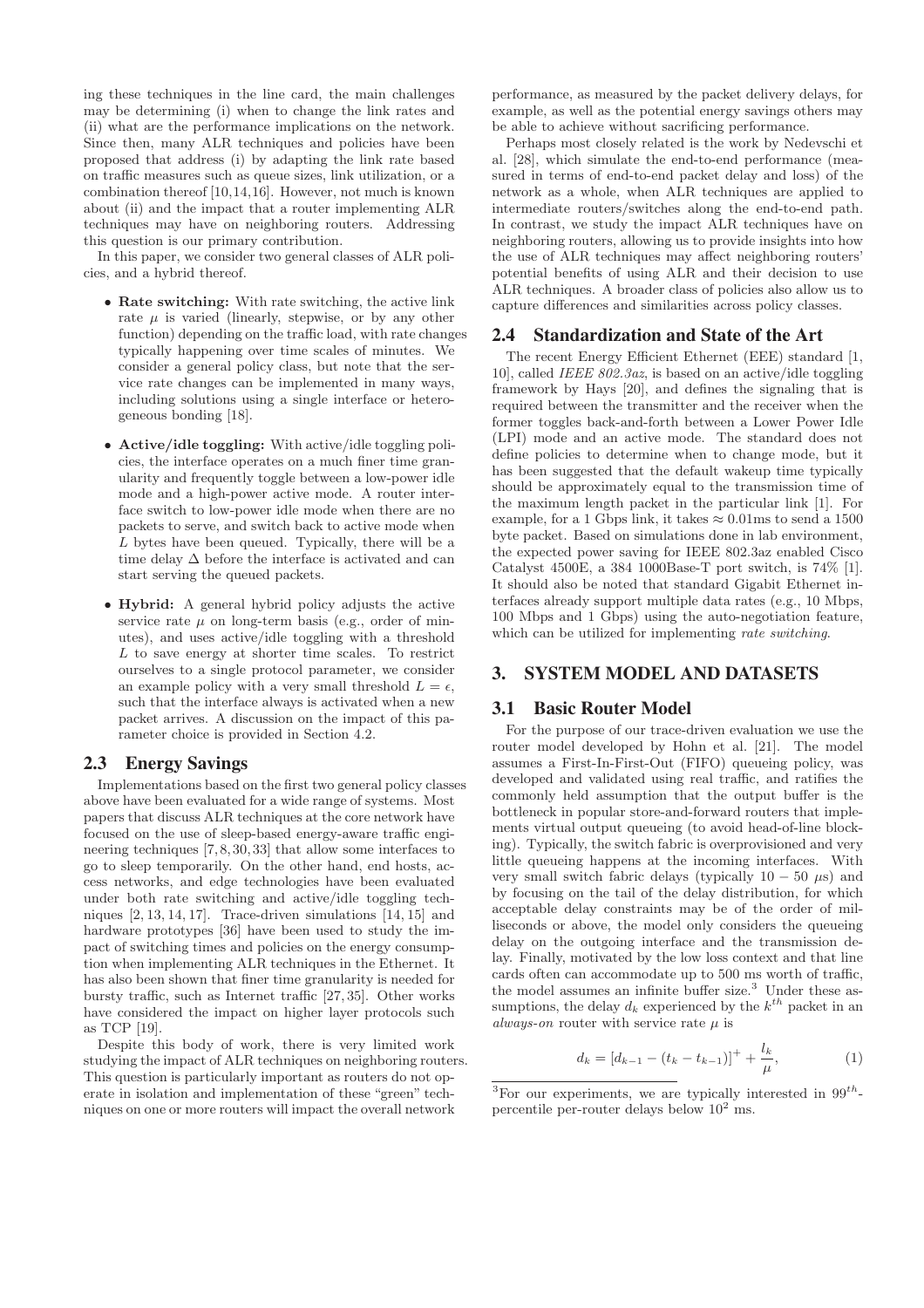ing these techniques in the line card, the main challenges may be determining (i) when to change the link rates and (ii) what are the performance implications on the network. Since then, many ALR techniques and policies have been proposed that address (i) by adapting the link rate based on traffic measures such as queue sizes, link utilization, or a combination thereof [10,14,16]. However, not much is known about (ii) and the impact that a router implementing ALR techniques may have on neighboring routers. Addressing this question is our primary contribution.

In this paper, we consider two general classes of ALR policies, and a hybrid thereof.

- **Rate switching:** With rate switching, the active link rate $\mu$ is varied (linearly, stepwise, or by any other function) depending on the traffic load, with rate changes typically happening over time scales of minutes. We consider a general policy class, but note that the service rate changes can be implemented in many ways, including solutions using a single interface or heterogeneous bonding [18].
- **Active/idle toggling:** With active/idle toggling policies, the interface operates on a much finer time granularity and frequently toggle between a low-power idle mode and a high-power active mode. A router interface switch to low-power idle mode when there are no packets to serve, and switch back to active mode when $L$ bytes have been queued. Typically, there will be a time delay $\Delta$ before the interface is activated and can start serving the queued packets.
- **Hybrid:** A general hybrid policy adjusts the active service rate $\mu$ on long-term basis (e.g., order of minutes), and uses active/idle toggling with a threshold $L$ to save energy at shorter time scales. To restrict ourselves to a single protocol parameter, we consider an example policy with a very small threshold $L = \epsilon$, such that the interface always is activated when a new packet arrives. A discussion on the impact of this parameter choice is provided in Section 4.2.

## 2.3 Energy Savings

Implementations based on the first two general policy classes above have been evaluated for a wide range of systems. Most papers that discuss ALR techniques at the core network have focused on the use of sleep-based energy-aware traffic engineering techniques [7,8,30,33] that allow some interfaces to go to sleep temporarily. On the other hand, end hosts, access networks, and edge technologies have been evaluated under both rate switching and active/idle toggling techniques [2,13,14,17]. Trace-driven simulations [14,15] and hardware prototypes [36] have been used to study the impact of switching times and policies on the energy consumption when implementing ALR techniques in the Ethernet. It has also been shown that finer time granularity is needed for bursty traffic, such as Internet traffic [27,35]. Other works have considered the impact on higher layer protocols such as TCP [19].

Despite this body of work, there is very limited work studying the impact of ALR techniques on neighboring routers. This question is particularly important as routers do not operate in isolation and implementation of these "green" techniques on one or more routers will impact the overall network performance, as measured by the packet delivery delays, for example, as well as the potential energy savings others may be able to achieve without sacrificing performance.

Perhaps most closely related is the work by Nedevschi et al. [28], which simulate the end-to-end performance (measured in terms of end-to-end packet delay and loss) of the network as a whole, when ALR techniques are applied to intermediate routers/switches along the end-to-end path. In contrast, we study the impact ALR techniques have on neighboring routers, allowing us to provide insights into how the use of ALR techniques may affect neighboring routers' potential benefits of using ALR and their decision to use ALR techniques. A broader class of policies also allow us to capture differences and similarities across policy classes.

## 2.4 Standardization and State of the Art

The recent Energy Efficient Ethernet (EEE) standard [1, 10], called *IEEE 802.3az*, is based on an active/idle toggling framework by Hays [20], and defines the signaling that is required between the transmitter and the receiver when the former toggles back-and-forth between a Lower Power Idle (LPI) mode and an active mode. The standard does not define policies to determine when to change mode, but it has been suggested that the default wakeup time typically should be approximately equal to the transmission time of the maximum length packet in the particular link [1]. For example, for a 1 Gbps link, it takes $\approx 0.01$ms to send a 1500 byte packet. Based on simulations done in lab environment, the expected power saving for IEEE 802.3az enabled Cisco Catalyst 4500E, a 384 1000Base-T port switch, is 74% [1]. It should also be noted that standard Gigabit Ethernet interfaces already support multiple data rates (e.g., 10 Mbps, 100 Mbps and 1 Gbps) using the auto-negotiation feature, which can be utilized for implementing *rate switching*.

# 3. SYSTEM MODEL AND DATASETS

## 3.1 Basic Router Model

For the purpose of our trace-driven evaluation we use the router model developed by Hohn et al. [21]. The model assumes a First-In-First-Out (FIFO) queueing policy, was developed and validated using real traffic, and ratifies the commonly held assumption that the output buffer is the bottleneck in popular store-and-forward routers that implements virtual output queueing (to avoid head-of-line blocking). Typically, the switch fabric is overprovisioned and very little queueing happens at the incoming interfaces. With very small switch fabric delays (typically $10 - 50$ $\mu$s) and by focusing on the tail of the delay distribution, for which acceptable delay constraints may be of the order of milliseconds or above, the model only considers the queueing delay on the outgoing interface and the transmission delay. Finally, motivated by the low loss context and that line cards often can accommodate up to 500 ms worth of traffic, the model assumes an infinite buffer size.[3] Under these assumptions, the delay $d_k$ experienced by the $k^{th}$ packet in an *always-on* router with service rate $\mu$ is

$$d_k = [d_{k-1} - (t_k - t_{k-1})]^+ + \frac{l_k}{\mu}, \tag{1}$$

[3] For our experiments, we are typically interested in $99^{th}$-percentile per-router delays below $10^2$ ms.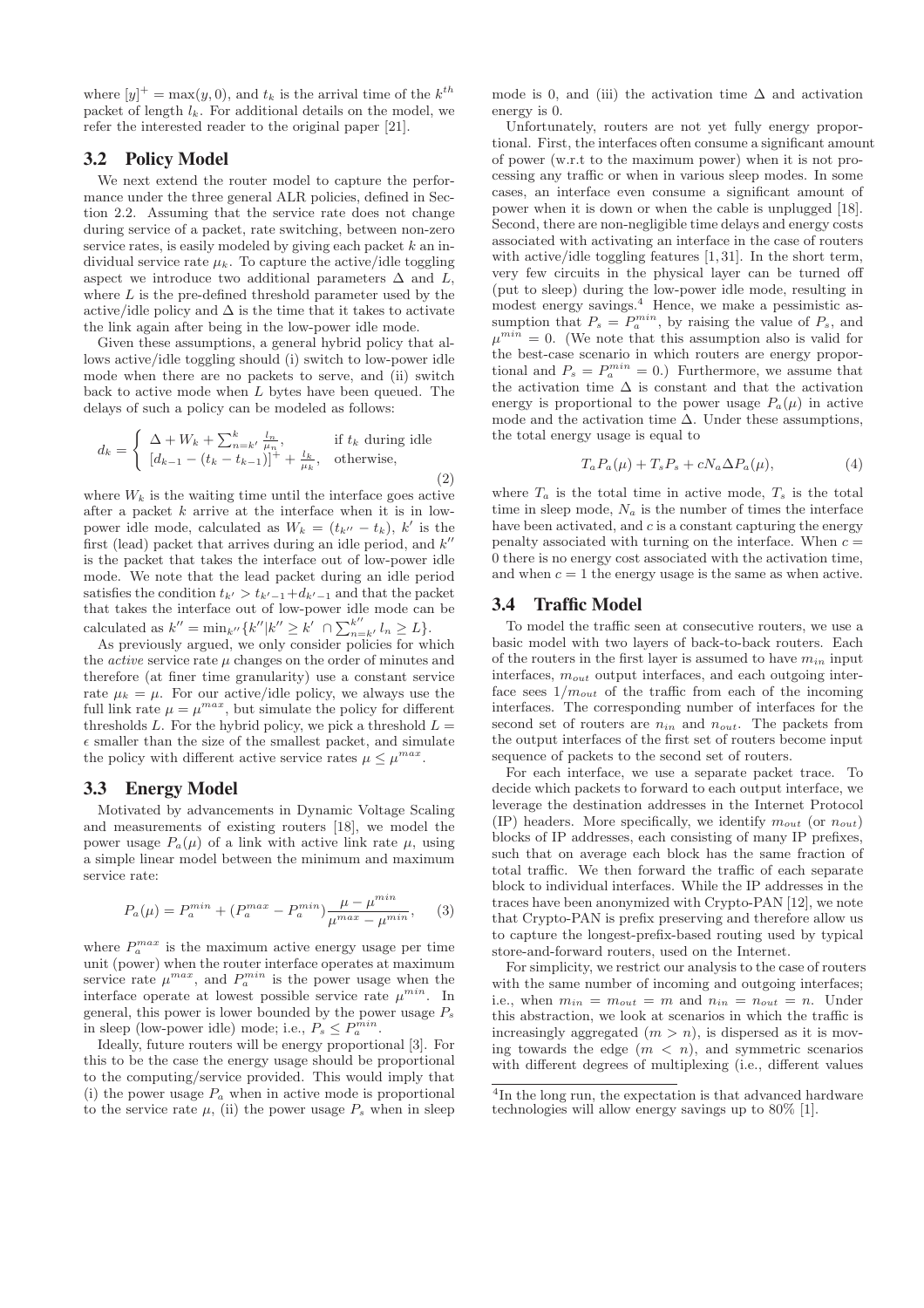where $[y]^+ = \max(y, 0)$, and $t_k$ is the arrival time of the $k^{th}$ packet of length $l_k$. For additional details on the model, we refer the interested reader to the original paper [21].

## 3.2 Policy Model

We next extend the router model to capture the performance under the three general ALR policies, defined in Section 2.2. Assuming that the service rate does not change during service of a packet, rate switching, between non-zero service rates, is easily modeled by giving each packet $k$ an individual service rate $\mu_k$. To capture the active/idle toggling aspect we introduce two additional parameters $\Delta$ and $L$, where $L$ is the pre-defined threshold parameter used by the active/idle policy and $\Delta$ is the time that it takes to activate the link again after being in the low-power idle mode.

Given these assumptions, a general hybrid policy that allows active/idle toggling should (i) switch to low-power idle mode when there are no packets to serve, and (ii) switch back to active mode when $L$ bytes have been queued. The delays of such a policy can be modeled as follows:

$$d_k = \begin{cases} \Delta + W_k + \sum_{n=k'}^{k} \frac{l_n}{\mu_n}, & \text{if } t_k \text{ during idle} \\ [d_{k-1} - (t_k - t_{k-1})]^+ + \frac{l_k}{\mu_k}, & \text{otherwise,} \end{cases} \tag{2}$$

where $W_k$ is the waiting time until the interface goes active after a packet $k$ arrive at the interface when it is in low-power idle mode, calculated as $W_k = (t_{k''} - t_k)$, $k'$ is the first (lead) packet that arrives during an idle period, and $k''$ is the packet that takes the interface out of low-power idle mode. We note that the lead packet during an idle period satisfies the condition $t_{k'} > t_{k'-1} + d_{k'-1}$ and that the packet that takes the interface out of low-power idle mode can be calculated as $k'' = \min_{k''}\{k'' | k'' \geq k' \cap \sum_{n=k'}^{k''} l_n \geq L\}$.

As previously argued, we only consider policies for which the *active* service rate $\mu$ changes on the order of minutes and therefore (at finer time granularity) use a constant service rate $\mu_k = \mu$. For our active/idle policy, we always use the full link rate $\mu = \mu^{max}$, but simulate the policy for different thresholds $L$. For the hybrid policy, we pick a threshold $L = \epsilon$ smaller than the size of the smallest packet, and simulate the policy with different active service rates $\mu \leq \mu^{max}$.

## 3.3 Energy Model

Motivated by advancements in Dynamic Voltage Scaling and measurements of existing routers [18], we model the power usage $P_a(\mu)$ of a link with active link rate $\mu$, using a simple linear model between the minimum and maximum service rate:

$$P_a(\mu) = P_a^{min} + (P_a^{max} - P_a^{min}) \frac{\mu - \mu^{min}}{\mu^{max} - \mu^{min}}, \tag{3}$$

where $P_a^{max}$ is the maximum active energy usage per time unit (power) when the router interface operates at maximum service rate $\mu^{max}$, and $P_a^{min}$ is the power usage when the interface operate at lowest possible service rate $\mu^{min}$. In general, this power is lower bounded by the power usage $P_s$ in sleep (low-power idle) mode; i.e., $P_s \leq P_a^{min}$.

Ideally, future routers will be energy proportional [3]. For this to be the case the energy usage should be proportional to the computing/service provided. This would imply that (i) the power usage $P_a$ when in active mode is proportional to the service rate $\mu$, (ii) the power usage $P_s$ when in sleep mode is 0, and (iii) the activation time $\Delta$ and activation energy is 0.

Unfortunately, routers are not yet fully energy proportional. First, the interfaces often consume a significant amount of power (w.r.t to the maximum power) when it is not processing any traffic or when in various sleep modes. In some cases, an interface even consume a significant amount of power when it is down or when the cable is unplugged [18]. Second, there are non-negligible time delays and energy costs associated with activating an interface in the case of routers with active/idle toggling features [1, 31]. In the short term, very few circuits in the physical layer can be turned off (put to sleep) during the low-power idle mode, resulting in modest energy savings.[4] Hence, we make a pessimistic assumption that $P_s = P_a^{min}$, by raising the value of $P_s$, and $\mu^{min} = 0$. (We note that this assumption also is valid for the best-case scenario in which routers are energy proportional and $P_s = P_a^{min} = 0$.) Furthermore, we assume that the activation time $\Delta$ is constant and that the activation energy is proportional to the power usage $P_a(\mu)$ in active mode and the activation time $\Delta$. Under these assumptions, the total energy usage is equal to

$$T_a P_a(\mu) + T_s P_s + c N_a \Delta P_a(\mu), \tag{4}$$

where $T_a$ is the total time in active mode, $T_s$ is the total time in sleep mode, $N_a$ is the number of times the interface have been activated, and $c$ is a constant capturing the energy penalty associated with turning on the interface. When $c = 0$ there is no energy cost associated with the activation time, and when $c = 1$ the energy usage is the same as when active.

## 3.4 Traffic Model

To model the traffic seen at consecutive routers, we use a basic model with two layers of back-to-back routers. Each of the routers in the first layer is assumed to have $m_{in}$ input interfaces, $m_{out}$ output interfaces, and each outgoing interface sees $1/m_{out}$ of the traffic from each of the incoming interfaces. The corresponding number of interfaces for the second set of routers are $n_{in}$ and $n_{out}$. The packets from the output interfaces of the first set of routers become input sequence of packets to the second set of routers.

For each interface, we use a separate packet trace. To decide which packets to forward to each output interface, we leverage the destination addresses in the Internet Protocol (IP) headers. More specifically, we identify $m_{out}$ (or $n_{out}$) blocks of IP addresses, each consisting of many IP prefixes, such that on average each block has the same fraction of total traffic. We then forward the traffic of each separate block to individual interfaces. While the IP addresses in the traces have been anonymized with Crypto-PAN [12], we note that Crypto-PAN is prefix preserving and therefore allow us to capture the longest-prefix-based routing used by typical store-and-forward routers, used on the Internet.

For simplicity, we restrict our analysis to the case of routers with the same number of incoming and outgoing interfaces; i.e., when $m_{in} = m_{out} = m$ and $n_{in} = n_{out} = n$. Under this abstraction, we look at scenarios in which the traffic is increasingly aggregated ($m > n$), is dispersed as it is moving towards the edge ($m < n$), and symmetric scenarios with different degrees of multiplexing (i.e., different values

[4] In the long run, the expectation is that advanced hardware technologies will allow energy savings up to 80% [1].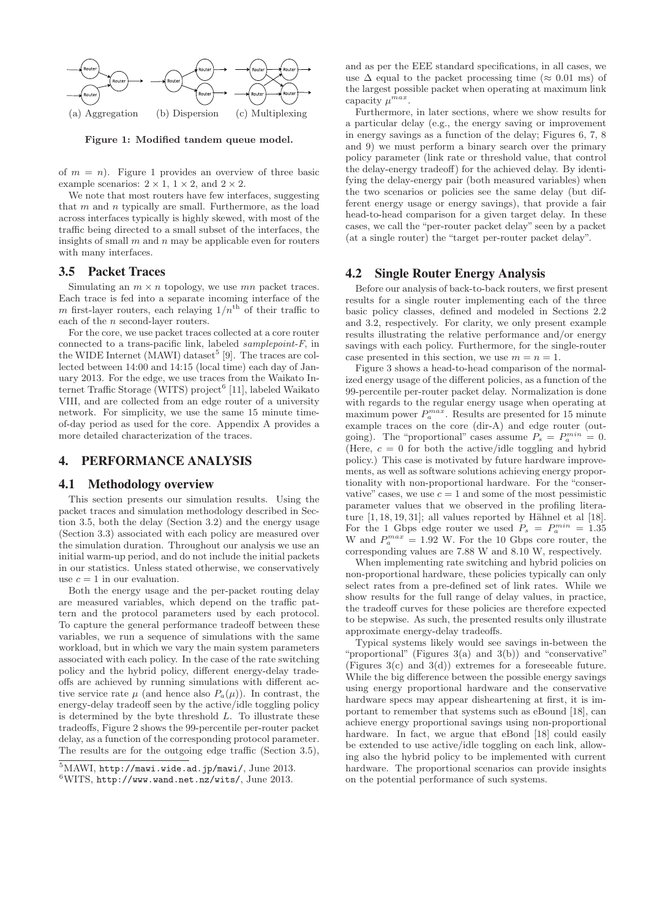(a) Aggregation (b) Dispersion (c) Multiplexing

**Figure 1: Modified tandem queue model.**

of $m = n$). Figure 1 provides an overview of three basic example scenarios: $2 \times 1$, $1 \times 2$, and $2 \times 2$.

We note that most routers have few interfaces, suggesting that $m$ and $n$ typically are small. Furthermore, as the load across interfaces typically is highly skewed, with most of the traffic being directed to a small subset of the interfaces, the insights of small $m$ and $n$ may be applicable even for routers with many interfaces.

### 3.5 Packet Traces

Simulating an $m \times n$ topology, we use $mn$ packet traces. Each trace is fed into a separate incoming interface of the $m$ first-layer routers, each relaying $1/n^{\text{th}}$ of their traffic to each of the $n$ second-layer routers.

For the core, we use packet traces collected at a core router connected to a trans-pacific link, labeled *samplepoint-F*, in the WIDE Internet (MAWI) dataset[5] [9]. The traces are collected between 14:00 and 14:15 (local time) each day of January 2013. For the edge, we use traces from the Waikato Internet Traffic Storage (WITS) project[6] [11], labeled Waikato VIII, and are collected from an edge router of a university network. For simplicity, we use the same 15 minute time-of-day period as used for the core. Appendix A provides a more detailed characterization of the traces.

## 4. PERFORMANCE ANALYSIS

### 4.1 Methodology overview

This section presents our simulation results. Using the packet traces and simulation methodology described in Section 3.5, both the delay (Section 3.2) and the energy usage (Section 3.3) associated with each policy are measured over the simulation duration. Throughout our analysis we use an initial warm-up period, and do not include the initial packets in our statistics. Unless stated otherwise, we conservatively use $c = 1$ in our evaluation.

Both the energy usage and the per-packet routing delay are measured variables, which depend on the traffic pattern and the protocol parameters used by each protocol. To capture the general performance tradeoff between these variables, we run a sequence of simulations with the same workload, but in which we vary the main system parameters associated with each policy. In the case of the rate switching policy and the hybrid policy, different energy-delay tradeoffs are achieved by running simulations with different active service rate $\mu$ (and hence also $P_a(\mu)$). In contrast, the energy-delay tradeoff seen by the active/idle toggling policy is determined by the byte threshold $L$. To illustrate these tradeoffs, Figure 2 shows the 99-percentile per-router packet delay, as a function of the corresponding protocol parameter. The results are for the outgoing edge traffic (Section 3.5), and as per the EEE standard specifications, in all cases, we use $\Delta$ equal to the packet processing time ($\approx 0.01$ ms) of the largest possible packet when operating at maximum link capacity $\mu^{max}$.

Furthermore, in later sections, where we show results for a particular delay (e.g., the energy saving or improvement in energy savings as a function of the delay; Figures 6, 7, 8 and 9) we must perform a binary search over the primary policy parameter (link rate or threshold value, that control the delay-energy tradeoff) for the achieved delay. By identifying the delay-energy pair (both measured variables) when the two scenarios or policies see the same delay (but different energy usage or energy savings), that provide a fair head-to-head comparison for a given target delay. In these cases, we call the "per-router packet delay" seen by a packet (at a single router) the "target per-router packet delay".

### 4.2 Single Router Energy Analysis

Before our analysis of back-to-back routers, we first present results for a single router implementing each of the three basic policy classes, defined and modeled in Sections 2.2 and 3.2, respectively. For clarity, we only present example results illustrating the relative performance and/or energy savings with each policy. Furthermore, for the single-router case presented in this section, we use $m = n = 1$.

Figure 3 shows a head-to-head comparison of the normalized energy usage of the different policies, as a function of the 99-percentile per-router packet delay. Normalization is done with regards to the regular energy usage when operating at maximum power $P_a^{max}$. Results are presented for 15 minute example traces on the core (dir-A) and edge router (outgoing). The "proportional" cases assume $P_s = P_a^{min} = 0$. (Here, $c = 0$ for both the active/idle toggling and hybrid policy.) This case is motivated by future hardware improvements, as well as software solutions achieving energy proportionality with non-proportional hardware. For the "conservative" cases, we use $c = 1$ and some of the most pessimistic parameter values that we observed in the profiling literature [1, 18, 19, 31]; all values reported by Hähnel et al [18]. For the 1 Gbps edge router we used $P_s = P_a^{min} = 1.35$ W and $P_a^{max} = 1.92$ W. For the 10 Gbps core router, the corresponding values are 7.88 W and 8.10 W, respectively.

When implementing rate switching and hybrid policies on non-proportional hardware, these policies typically can only select rates from a pre-defined set of link rates. While we show results for the full range of delay values, in practice, the tradeoff curves for these policies are therefore expected to be stepwise. As such, the presented results only illustrate approximate energy-delay tradeoffs.

Typical systems likely would see savings in-between the "proportional" (Figures 3(a) and 3(b)) and "conservative" (Figures 3(c) and 3(d)) extremes for a foreseeable future. While the big difference between the possible energy savings using energy proportional hardware and the conservative hardware specs may appear disheartening at first, it is important to remember that systems such as eBound [18], can achieve energy proportional savings using non-proportional hardware. In fact, we argue that eBond [18] could easily be extended to use active/idle toggling on each link, allowing also the hybrid policy to be implemented with current hardware. The proportional scenarios can provide insights on the potential performance of such systems.

[5] MAWI, http://mawi.wide.ad.jp/mawi/, June 2013.
[6] WITS, http://www.wand.net.nz/wits/, June 2013.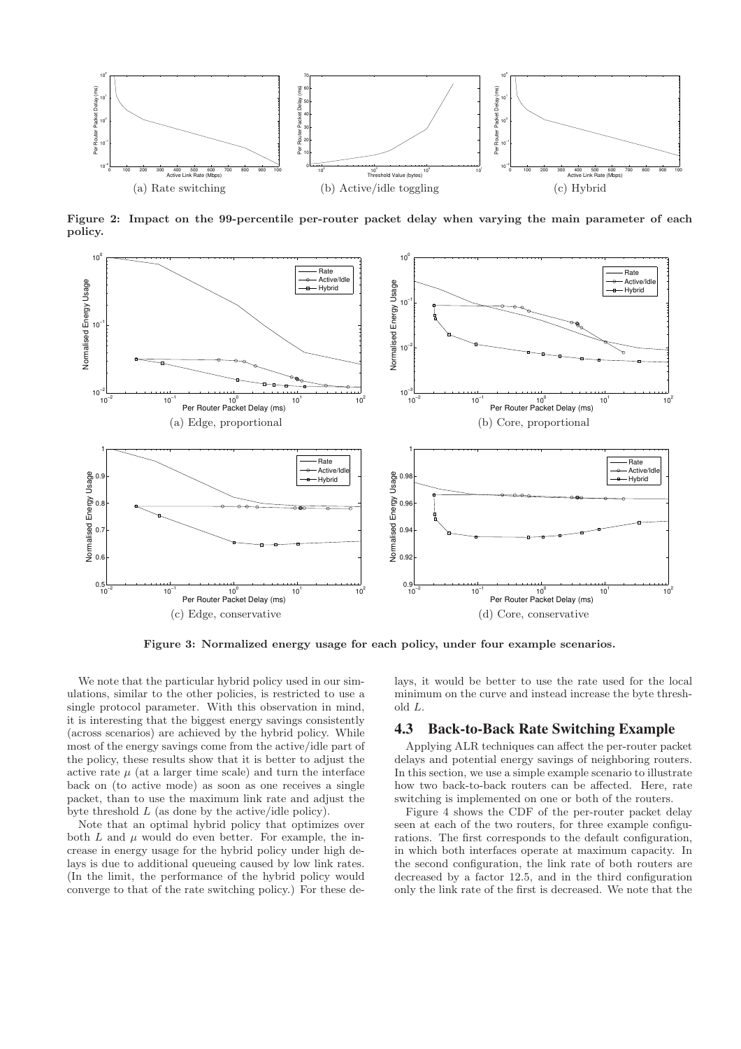(a) Rate switching

(b) Active/idle toggling

(c) Hybrid

**Figure 2: Impact on the 99-percentile per-router packet delay when varying the main parameter of each policy.**

(a) Edge, proportional

(b) Core, proportional

(c) Edge, conservative

(d) Core, conservative

**Figure 3: Normalized energy usage for each policy, under four example scenarios.**

We note that the particular hybrid policy used in our simulations, similar to the other policies, is restricted to use a single protocol parameter. With this observation in mind, it is interesting that the biggest energy savings consistently (across scenarios) are achieved by the hybrid policy. While most of the energy savings come from the active/idle part of the policy, these results show that it is better to adjust the active rate $\mu$ (at a larger time scale) and turn the interface back on (to active mode) as soon as one receives a single packet, than to use the maximum link rate and adjust the byte threshold $L$ (as done by the active/idle policy).

Note that an optimal hybrid policy that optimizes over both $L$ and $\mu$ would do even better. For example, the increase in energy usage for the hybrid policy under high delays is due to additional queueing caused by low link rates. (In the limit, the performance of the hybrid policy would converge to that of the rate switching policy.) For these delays, it would be better to use the rate used for the local minimum on the curve and instead increase the byte threshold $L$.

## 4.3 Back-to-Back Rate Switching Example

Applying ALR techniques can affect the per-router packet delays and potential energy savings of neighboring routers. In this section, we use a simple example scenario to illustrate how two back-to-back routers can be affected. Here, rate switching is implemented on one or both of the routers.

Figure 4 shows the CDF of the per-router packet delay seen at each of the two routers, for three example configurations. The first corresponds to the default configuration, in which both interfaces operate at maximum capacity. In the second configuration, the link rate of both routers are decreased by a factor 12.5, and in the third configuration only the link rate of the first is decreased. We note that the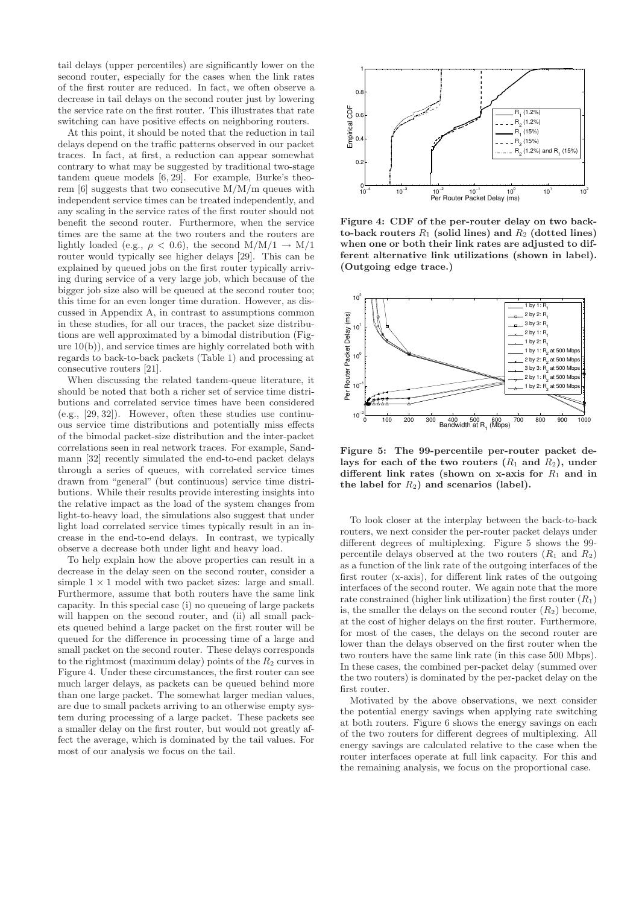tail delays (upper percentiles) are significantly lower on the second router, especially for the cases when the link rates of the first router are reduced. In fact, we often observe a decrease in tail delays on the second router just by lowering the service rate on the first router. This illustrates that rate switching can have positive effects on neighboring routers.

At this point, it should be noted that the reduction in tail delays depend on the traffic patterns observed in our packet traces. In fact, at first, a reduction can appear somewhat contrary to what may be suggested by traditional two-stage tandem queue models [6, 29]. For example, Burke's theorem [6] suggests that two consecutive M/M/m queues with independent service times can be treated independently, and any scaling in the service rates of the first router should not benefit the second router. Furthermore, when the service times are the same at the two routers and the routers are lightly loaded (e.g., $\rho < 0.6$), the second M/M/1 $\rightarrow$ M/1 router would typically see higher delays [29]. This can be explained by queued jobs on the first router typically arriving during service of a very large job, which because of the bigger job size also will be queued at the second router too; this time for an even longer time duration. However, as discussed in Appendix A, in contrast to assumptions common in these studies, for all our traces, the packet size distributions are well approximated by a bimodal distribution (Figure 10(b)), and service times are highly correlated both with regards to back-to-back packets (Table 1) and processing at consecutive routers [21].

When discussing the related tandem-queue literature, it should be noted that both a richer set of service time distributions and correlated service times have been considered (e.g., [29, 32]). However, often these studies use continuous service time distributions and potentially miss effects of the bimodal packet-size distribution and the inter-packet correlations seen in real network traces. For example, Sandmann [32] recently simulated the end-to-end packet delays through a series of queues, with correlated service times drawn from "general" (but continuous) service time distributions. While their results provide interesting insights into the relative impact as the load of the system changes from light-to-heavy load, the simulations also suggest that under light load correlated service times typically result in an increase in the end-to-end delays. In contrast, we typically observe a decrease both under light and heavy load.

To help explain how the above properties can result in a decrease in the delay seen on the second router, consider a simple $1 \times 1$ model with two packet sizes: large and small. Furthermore, assume that both routers have the same link capacity. In this special case (i) no queueing of large packets will happen on the second router, and (ii) all small packets queued behind a large packet on the first router will be queued for the difference in processing time of a large and small packet on the second router. These delays corresponds to the rightmost (maximum delay) points of the $R_2$ curves in Figure 4. Under these circumstances, the first router can see much larger delays, as packets can be queued behind more than one large packet. The somewhat larger median values, are due to small packets arriving to an otherwise empty system during processing of a large packet. These packets see a smaller delay on the first router, but would not greatly affect the average, which is dominated by the tail values. For most of our analysis we focus on the tail.

**Figure 4: CDF of the per-router delay on two back-to-back routers $R_1$ (solid lines) and $R_2$ (dotted lines) when one or both their link rates are adjusted to different alternative link utilizations (shown in label). (Outgoing edge trace.)**

**Figure 5: The 99-percentile per-router packet delays for each of the two routers ($R_1$ and $R_2$), under different link rates (shown on x-axis for $R_1$ and in the label for $R_2$) and scenarios (label).**

To look closer at the interplay between the back-to-back routers, we next consider the per-router packet delays under different degrees of multiplexing. Figure 5 shows the 99-percentile delays observed at the two routers ($R_1$ and $R_2$) as a function of the link rate of the outgoing interfaces of the first router (x-axis), for different link rates of the outgoing interfaces of the second router. We again note that the more rate constrained (higher link utilization) the first router ($R_1$) is, the smaller the delays on the second router ($R_2$) become, at the cost of higher delays on the first router. Furthermore, for most of the cases, the delays on the second router are lower than the delays observed on the first router when the two routers have the same link rate (in this case 500 Mbps). In these cases, the combined per-packet delay (summed over the two routers) is dominated by the per-packet delay on the first router.

Motivated by the above observations, we next consider the potential energy savings when applying rate switching at both routers. Figure 6 shows the energy savings on each of the two routers for different degrees of multiplexing. All energy savings are calculated relative to the case when the router interfaces operate at full link capacity. For this and the remaining analysis, we focus on the proportional case.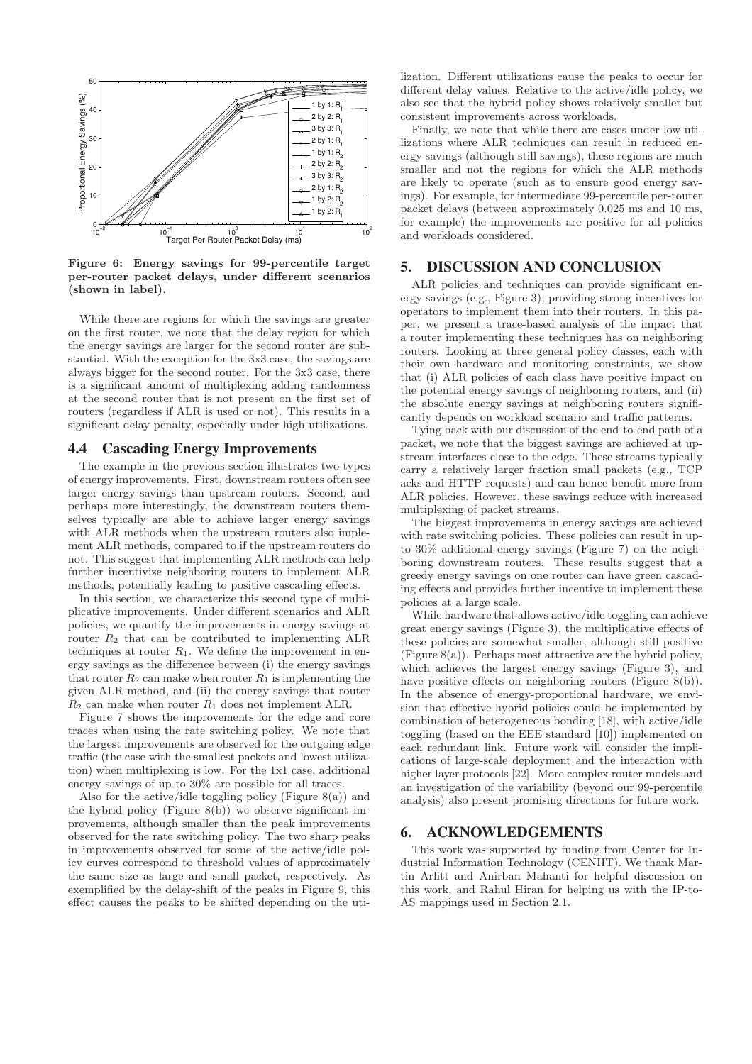Figure 6: Energy savings for 99-percentile target per-router packet delays, under different scenarios (shown in label).

While there are regions for which the savings are greater on the first router, we note that the delay region for which the energy savings are larger for the second router are substantial. With the exception for the 3x3 case, the savings are always bigger for the second router. For the 3x3 case, there is a significant amount of multiplexing adding randomness at the second router that is not present on the first set of routers (regardless if ALR is used or not). This results in a significant delay penalty, especially under high utilizations.

## 4.4 Cascading Energy Improvements

The example in the previous section illustrates two types of energy improvements. First, downstream routers often see larger energy savings than upstream routers. Second, and perhaps more interestingly, the downstream routers themselves typically are able to achieve larger energy savings with ALR methods when the upstream routers also implement ALR methods, compared to if the upstream routers do not. This suggest that implementing ALR methods can help further incentivize neighboring routers to implement ALR methods, potentially leading to positive cascading effects.

In this section, we characterize this second type of multiplicative improvements. Under different scenarios and ALR policies, we quantify the improvements in energy savings at router $R_2$ that can be contributed to implementing ALR techniques at router $R_1$. We define the improvement in energy savings as the difference between (i) the energy savings that router $R_2$ can make when router $R_1$ is implementing the given ALR method, and (ii) the energy savings that router $R_2$ can make when router $R_1$ does not implement ALR.

Figure 7 shows the improvements for the edge and core traces when using the rate switching policy. We note that the largest improvements are observed for the outgoing edge traffic (the case with the smallest packets and lowest utilization) when multiplexing is low. For the 1x1 case, additional energy savings of up-to 30% are possible for all traces.

Also for the active/idle toggling policy (Figure 8(a)) and the hybrid policy (Figure 8(b)) we observe significant improvements, although smaller than the peak improvements observed for the rate switching policy. The two sharp peaks in improvements observed for some of the active/idle policy curves correspond to threshold values of approximately the same size as large and small packet, respectively. As exemplified by the delay-shift of the peaks in Figure 9, this effect causes the peaks to be shifted depending on the utilization. Different utilizations cause the peaks to occur for different delay values. Relative to the active/idle policy, we also see that the hybrid policy shows relatively smaller but consistent improvements across workloads.

Finally, we note that while there are cases under low utilizations where ALR techniques can result in reduced energy savings (although still savings), these regions are much smaller and not the regions for which the ALR methods are likely to operate (such as to ensure good energy savings). For example, for intermediate 99-percentile per-router packet delays (between approximately 0.025 ms and 10 ms, for example) the improvements are positive for all policies and workloads considered.

# 5. DISCUSSION AND CONCLUSION

ALR policies and techniques can provide significant energy savings (e.g., Figure 3), providing strong incentives for operators to implement them into their routers. In this paper, we present a trace-based analysis of the impact that a router implementing these techniques has on neighboring routers. Looking at three general policy classes, each with their own hardware and monitoring constraints, we show that (i) ALR policies of each class have positive impact on the potential energy savings of neighboring routers, and (ii) the absolute energy savings at neighboring routers significantly depends on workload scenario and traffic patterns.

Tying back with our discussion of the end-to-end path of a packet, we note that the biggest savings are achieved at upstream interfaces close to the edge. These streams typically carry a relatively larger fraction small packets (e.g., TCP acks and HTTP requests) and can hence benefit more from ALR policies. However, these savings reduce with increased multiplexing of packet streams.

The biggest improvements in energy savings are achieved with rate switching policies. These policies can result in up-to 30% additional energy savings (Figure 7) on the neighboring downstream routers. These results suggest that a greedy energy savings on one router can have green cascading effects and provides further incentive to implement these policies at a large scale.

While hardware that allows active/idle toggling can achieve great energy savings (Figure 3), the multiplicative effects of these policies are somewhat smaller, although still positive (Figure 8(a)). Perhaps most attractive are the hybrid policy, which achieves the largest energy savings (Figure 3), and have positive effects on neighboring routers (Figure 8(b)). In the absence of energy-proportional hardware, we envision that effective hybrid policies could be implemented by combination of heterogeneous bonding [18], with active/idle toggling (based on the EEE standard [10]) implemented on each redundant link. Future work will consider the implications of large-scale deployment and the interaction with higher layer protocols [22]. More complex router models and an investigation of the variability (beyond our 99-percentile analysis) also present promising directions for future work.

# 6. ACKNOWLEDGEMENTS

This work was supported by funding from Center for Industrial Information Technology (CENIIT). We thank Martin Arlitt and Anirban Mahanti for helpful discussion on this work, and Rahul Hiran for helping us with the IP-to-AS mappings used in Section 2.1.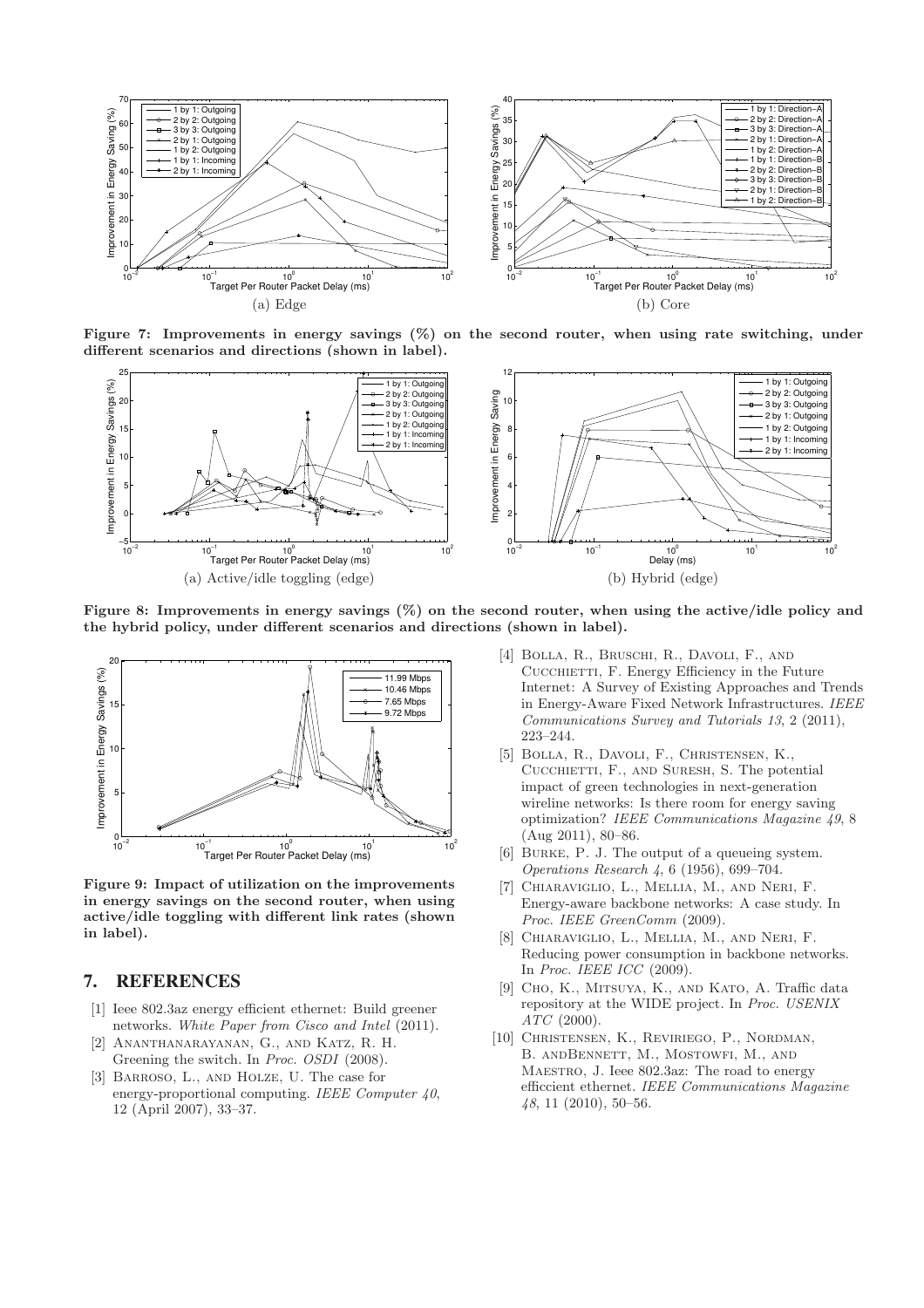Figure 7: Improvements in energy savings (%) on the second router, when using rate switching, under different scenarios and directions (shown in label).

(a) Edge

(b) Core

Figure 8: Improvements in energy savings (%) on the second router, when using the active/idle policy and the hybrid policy, under different scenarios and directions (shown in label).

(a) Active/idle toggling (edge)

(b) Hybrid (edge)

Figure 9: Impact of utilization on the improvements in energy savings on the second router, when using active/idle toggling with different link rates (shown in label).

## 7. REFERENCES

[1] Ieee 802.3az energy efficient ethernet: Build greener networks. *White Paper from Cisco and Intel* (2011).

[2] Ananthanarayanan, G., and Katz, R. H. Greening the switch. In *Proc. OSDI* (2008).

[3] Barroso, L., and Holze, U. The case for energy-proportional computing. *IEEE Computer 40*, 12 (April 2007), 33–37.

[4] Bolla, R., Bruschi, R., Davoli, F., and Cucchietti, F. Energy Efficiency in the Future Internet: A Survey of Existing Approaches and Trends in Energy-Aware Fixed Network Infrastructures. *IEEE Communications Survey and Tutorials 13*, 2 (2011), 223–244.

[5] Bolla, R., Davoli, F., Christensen, K., Cucchietti, F., and Suresh, S. The potential impact of green technologies in next-generation wireline networks: Is there room for energy saving optimization? *IEEE Communications Magazine 49*, 8 (Aug 2011), 80–86.

[6] Burke, P. J. The output of a queueing system. *Operations Research 4*, 6 (1956), 699–704.

[7] Chiaraviglio, L., Mellia, M., and Neri, F. Energy-aware backbone networks: A case study. In *Proc. IEEE GreenComm* (2009).

[8] Chiaraviglio, L., Mellia, M., and Neri, F. Reducing power consumption in backbone networks. In *Proc. IEEE ICC* (2009).

[9] Cho, K., Mitsuya, K., and Kato, A. Traffic data repository at the WIDE project. In *Proc. USENIX ATC* (2000).

[10] Christensen, K., Reviriego, P., Nordman, B. andBennett, M., Mostowfi, M., and Maestro, J. Ieee 802.3az: The road to energy efficcient ethernet. *IEEE Communications Magazine 48*, 11 (2010), 50–56.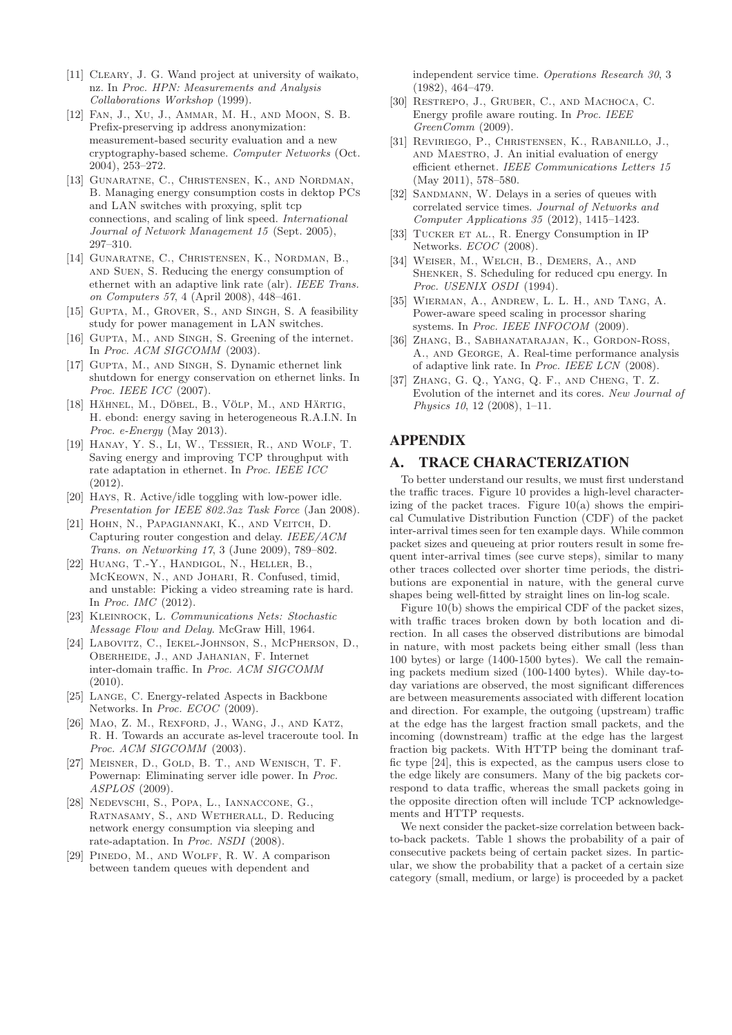[11] Cleary, J. G. Wand project at university of waikato, nz. In *Proc. HPN: Measurements and Analysis Collaborations Workshop* (1999).

[12] Fan, J., Xu, J., Ammar, M. H., and Moon, S. B. Prefix-preserving ip address anonymization: measurement-based security evaluation and a new cryptography-based scheme. *Computer Networks* (Oct. 2004), 253–272.

[13] Gunaratne, C., Christensen, K., and Nordman, B. Managing energy consumption costs in dektop PCs and LAN switches with proxying, split tcp connections, and scaling of link speed. *International Journal of Network Management 15* (Sept. 2005), 297–310.

[14] Gunaratne, C., Christensen, K., Nordman, B., and Suen, S. Reducing the energy consumption of ethernet with an adaptive link rate (alr). *IEEE Trans. on Computers 57*, 4 (April 2008), 448–461.

[15] Gupta, M., Grover, S., and Singh, S. A feasibility study for power management in LAN switches.

[16] Gupta, M., and Singh, S. Greening of the internet. In *Proc. ACM SIGCOMM* (2003).

[17] Gupta, M., and Singh, S. Dynamic ethernet link shutdown for energy conservation on ethernet links. In *Proc. IEEE ICC* (2007).

[18] Hähnel, M., Döbel, B., Völp, M., and Härtig, H. ebond: energy saving in heterogeneous R.A.I.N. In *Proc. e-Energy* (May 2013).

[19] Hanay, Y. S., Li, W., Tessier, R., and Wolf, T. Saving energy and improving TCP throughput with rate adaptation in ethernet. In *Proc. IEEE ICC* (2012).

[20] Hays, R. Active/idle toggling with low-power idle. *Presentation for IEEE 802.3az Task Force* (Jan 2008).

[21] Hohn, N., Papagiannaki, K., and Veitch, D. Capturing router congestion and delay. *IEEE/ACM Trans. on Networking 17*, 3 (June 2009), 789–802.

[22] Huang, T.-Y., Handigol, N., Heller, B., McKeown, N., and Johari, R. Confused, timid, and unstable: Picking a video streaming rate is hard. In *Proc. IMC* (2012).

[23] Kleinrock, L. *Communications Nets: Stochastic Message Flow and Delay*. McGraw Hill, 1964.

[24] Labovitz, C., Iekel-Johnson, S., McPherson, D., Oberheide, J., and Jahanian, F. Internet inter-domain traffic. In *Proc. ACM SIGCOMM* (2010).

[25] Lange, C. Energy-related Aspects in Backbone Networks. In *Proc. ECOC* (2009).

[26] Mao, Z. M., Rexford, J., Wang, J., and Katz, R. H. Towards an accurate as-level traceroute tool. In *Proc. ACM SIGCOMM* (2003).

[27] Meisner, D., Gold, B. T., and Wenisch, T. F. Powernap: Eliminating server idle power. In *Proc. ASPLOS* (2009).

[28] Nedevschi, S., Popa, L., Iannaccone, G., Ratnasamy, S., and Wetherall, D. Reducing network energy consumption via sleeping and rate-adaptation. In *Proc. NSDI* (2008).

[29] Pinedo, M., and Wolff, R. W. A comparison between tandem queues with dependent and independent service time. *Operations Research 30*, 3 (1982), 464–479.

[30] Restrepo, J., Gruber, C., and Machoca, C. Energy profile aware routing. In *Proc. IEEE GreenComm* (2009).

[31] Reviriego, P., Christensen, K., Rabanillo, J., and Maestro, J. An initial evaluation of energy efficient ethernet. *IEEE Communications Letters 15* (May 2011), 578–580.

[32] Sandmann, W. Delays in a series of queues with correlated service times. *Journal of Networks and Computer Applications 35* (2012), 1415–1423.

[33] Tucker et al., R. Energy Consumption in IP Networks. *ECOC* (2008).

[34] Weiser, M., Welch, B., Demers, A., and Shenker, S. Scheduling for reduced cpu energy. In *Proc. USENIX OSDI* (1994).

[35] Wierman, A., Andrew, L. L. H., and Tang, A. Power-aware speed scaling in processor sharing systems. In *Proc. IEEE INFOCOM* (2009).

[36] Zhang, B., Sabhanatarajan, K., Gordon-Ross, A., and George, A. Real-time performance analysis of adaptive link rate. In *Proc. IEEE LCN* (2008).

[37] Zhang, G. Q., Yang, Q. F., and Cheng, T. Z. Evolution of the internet and its cores. *New Journal of Physics 10*, 12 (2008), 1–11.

# APPENDIX

## A. TRACE CHARACTERIZATION

To better understand our results, we must first understand the traffic traces. Figure 10 provides a high-level characterizing of the packet traces. Figure 10(a) shows the empirical Cumulative Distribution Function (CDF) of the packet inter-arrival times seen for ten example days. While common packet sizes and queueing at prior routers result in some frequent inter-arrival times (see curve steps), similar to many other traces collected over shorter time periods, the distributions are exponential in nature, with the general curve shapes being well-fitted by straight lines on lin-log scale.

Figure 10(b) shows the empirical CDF of the packet sizes, with traffic traces broken down by both location and direction. In all cases the observed distributions are bimodal in nature, with most packets being either small (less than 100 bytes) or large (1400-1500 bytes). We call the remaining packets medium sized (100-1400 bytes). While day-today variations are observed, the most significant differences are between measurements associated with different location and direction. For example, the outgoing (upstream) traffic at the edge has the largest fraction small packets, and the incoming (downstream) traffic at the edge has the largest fraction big packets. With HTTP being the dominant traffic type [24], this is expected, as the campus users close to the edge likely are consumers. Many of the big packets correspond to data traffic, whereas the small packets going in the opposite direction often will include TCP acknowledgements and HTTP requests.

We next consider the packet-size correlation between back-to-back packets. Table 1 shows the probability of a pair of consecutive packets being of certain packet sizes. In particular, we show the probability that a packet of a certain size category (small, medium, or large) is proceeded by a packet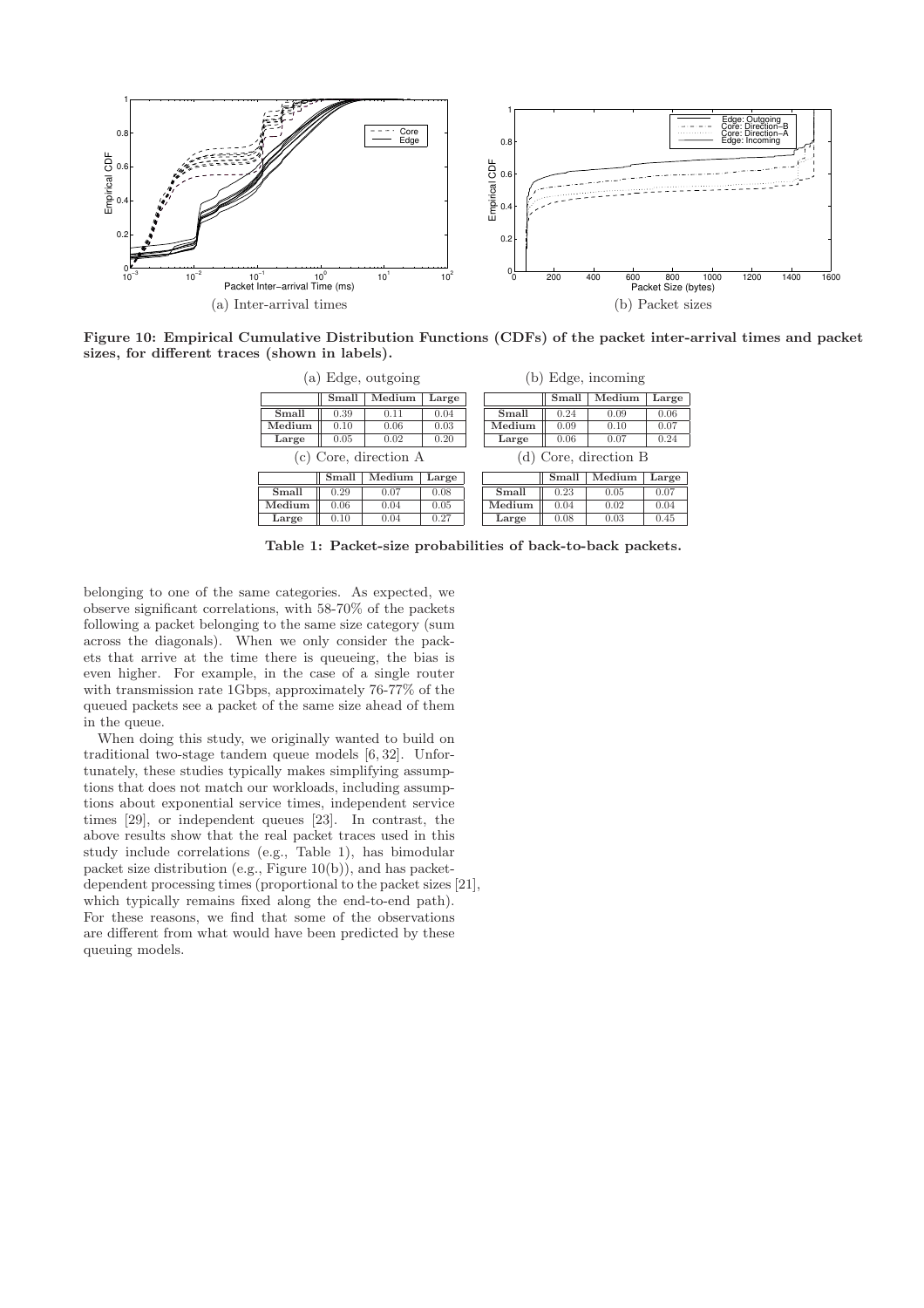Empirical CDF
Packet Inter-arrival Time (ms)
Core
Edge
0
0.2
0.4
0.6
0.8
1
$10^{-3}$
$10^{-2}$
$10^{-1}$
$10^{0}$
$10^{1}$
$10^{2}$

(a) Inter-arrival times

Empirical CDF
Packet Size (bytes)
Edge: Outgoing
Core: Direction−B
Core: Direction−A
Edge: Incoming
0
0.2
0.4
0.6
0.8
1
0
200
400
600
800
1000
1200
1400
1600

(b) Packet sizes

**Figure 10: Empirical Cumulative Distribution Functions (CDFs) of the packet inter-arrival times and packet sizes, for different traces (shown in labels).**

(a) Edge, outgoing

| | Small | Medium | Large |
|---|---|---|---|
| **Small** | 0.39 | 0.11 | 0.04 |
| **Medium** | 0.10 | 0.06 | 0.03 |
| **Large** | 0.05 | 0.02 | 0.20 |

(b) Edge, incoming

| | Small | Medium | Large |
|---|---|---|---|
| **Small** | 0.24 | 0.09 | 0.06 |
| **Medium** | 0.09 | 0.10 | 0.07 |
| **Large** | 0.06 | 0.07 | 0.24 |

(c) Core, direction A

| | Small | Medium | Large |
|---|---|---|---|
| **Small** | 0.29 | 0.07 | 0.08 |
| **Medium** | 0.06 | 0.04 | 0.05 |
| **Large** | 0.10 | 0.04 | 0.27 |

(d) Core, direction B

| | Small | Medium | Large |
|---|---|---|---|
| **Small** | 0.23 | 0.05 | 0.07 |
| **Medium** | 0.04 | 0.02 | 0.04 |
| **Large** | 0.08 | 0.03 | 0.45 |

**Table 1: Packet-size probabilities of back-to-back packets.**

belonging to one of the same categories. As expected, we observe significant correlations, with 58-70% of the packets following a packet belonging to the same size category (sum across the diagonals). When we only consider the packets that arrive at the time there is queueing, the bias is even higher. For example, in the case of a single router with transmission rate 1Gbps, approximately 76-77% of the queued packets see a packet of the same size ahead of them in the queue.

When doing this study, we originally wanted to build on traditional two-stage tandem queue models [6, 32]. Unfortunately, these studies typically makes simplifying assumptions that does not match our workloads, including assumptions about exponential service times, independent service times [29], or independent queues [23]. In contrast, the above results show that the real packet traces used in this study include correlations (e.g., Table 1), has bimodular packet size distribution (e.g., Figure 10(b)), and has packet-dependent processing times (proportional to the packet sizes [21], which typically remains fixed along the end-to-end path). For these reasons, we find that some of the observations are different from what would have been predicted by these queuing models.